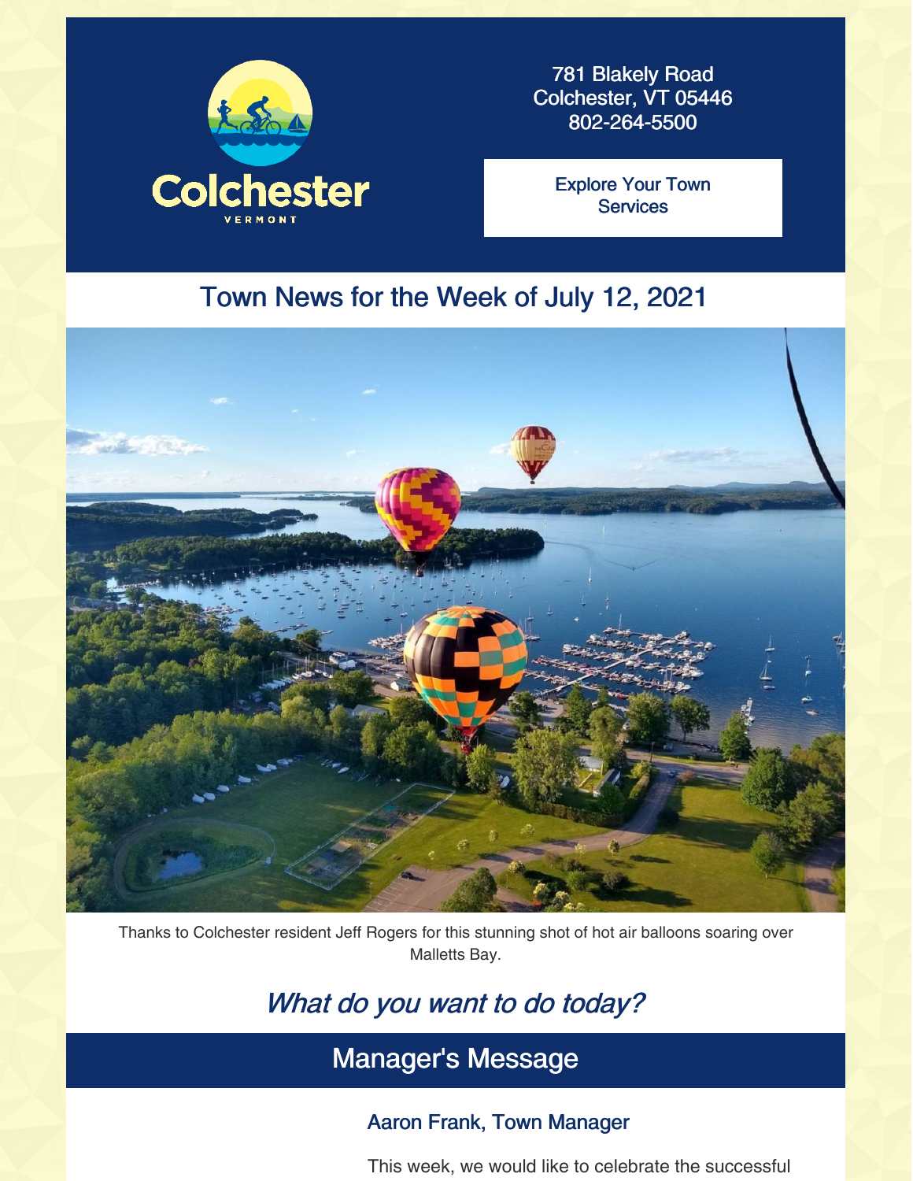Colchester
VERMONT

781 Blakely Road
Colchester, VT 05446
802-264-5500

Explore Your Town Services

## Town News for the Week of July 12, 2021

Thanks to Colchester resident Jeff Rogers for this stunning shot of hot air balloons soaring over Malletts Bay.

*What do you want to do today?*

## Manager's Message

### Aaron Frank, Town Manager

This week, we would like to celebrate the successful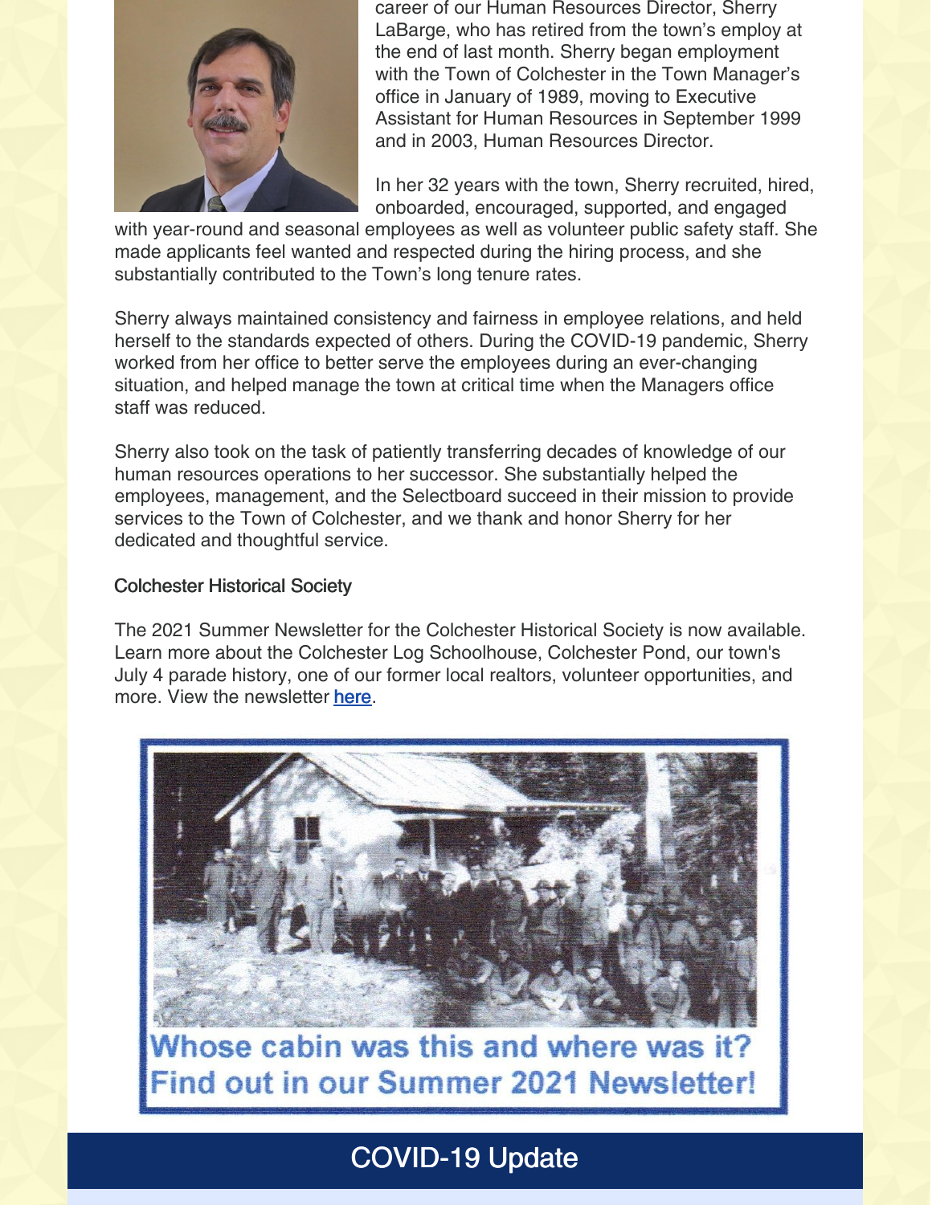career of our Human Resources Director, Sherry LaBarge, who has retired from the town's employ at the end of last month. Sherry began employment with the Town of Colchester in the Town Manager's office in January of 1989, moving to Executive Assistant for Human Resources in September 1999 and in 2003, Human Resources Director.

In her 32 years with the town, Sherry recruited, hired, onboarded, encouraged, supported, and engaged with year-round and seasonal employees as well as volunteer public safety staff. She made applicants feel wanted and respected during the hiring process, and she substantially contributed to the Town's long tenure rates.

Sherry always maintained consistency and fairness in employee relations, and held herself to the standards expected of others. During the COVID-19 pandemic, Sherry worked from her office to better serve the employees during an ever-changing situation, and helped manage the town at critical time when the Managers office staff was reduced.

Sherry also took on the task of patiently transferring decades of knowledge of our human resources operations to her successor. She substantially helped the employees, management, and the Selectboard succeed in their mission to provide services to the Town of Colchester, and we thank and honor Sherry for her dedicated and thoughtful service.

### Colchester Historical Society

The 2021 Summer Newsletter for the Colchester Historical Society is now available. Learn more about the Colchester Log Schoolhouse, Colchester Pond, our town's July 4 parade history, one of our former local realtors, volunteer opportunities, and more. View the newsletter here.

Whose cabin was this and where was it?
Find out in our Summer 2021 Newsletter!

## COVID-19 Update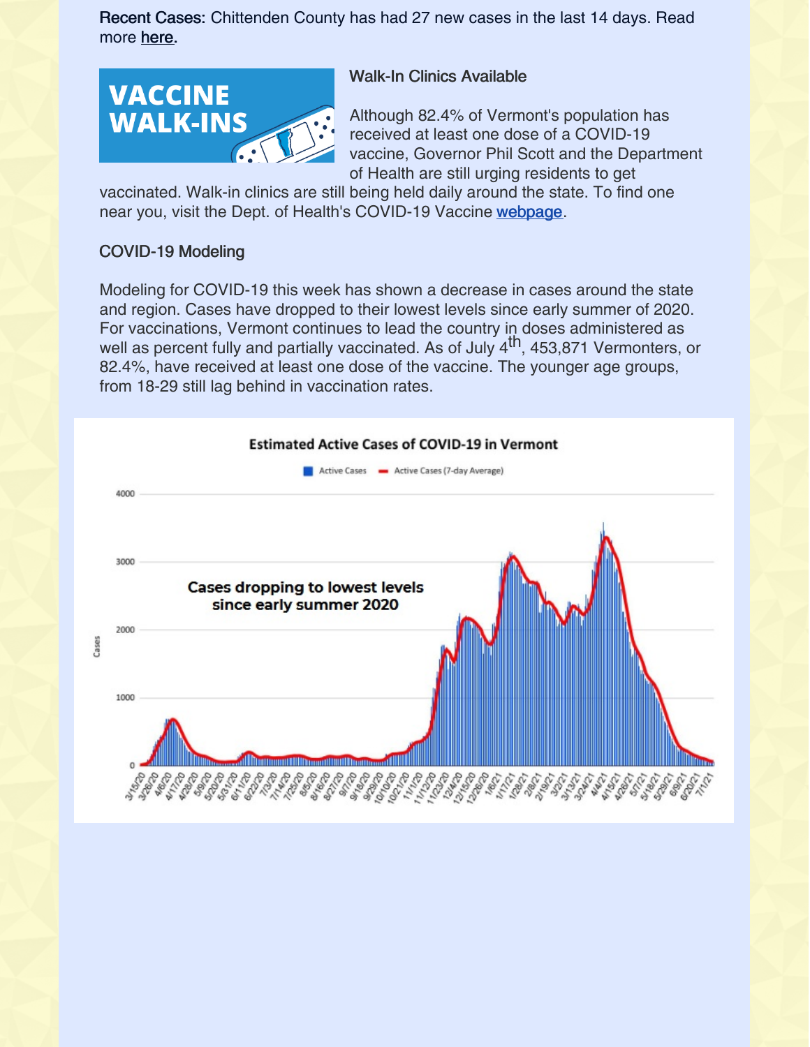**Recent Cases:** Chittenden County has had 27 new cases in the last 14 days. Read more here.

### Walk-In Clinics Available

Although 82.4% of Vermont's population has received at least one dose of a COVID-19 vaccine, Governor Phil Scott and the Department of Health are still urging residents to get vaccinated. Walk-in clinics are still being held daily around the state. To find one near you, visit the Dept. of Health's COVID-19 Vaccine webpage.

### COVID-19 Modeling

Modeling for COVID-19 this week has shown a decrease in cases around the state and region. Cases have dropped to their lowest levels since early summer of 2020. For vaccinations, Vermont continues to lead the country in doses administered as well as percent fully and partially vaccinated. As of July 4th, 453,871 Vermonters, or 82.4%, have received at least one dose of the vaccine. The younger age groups, from 18-29 still lag behind in vaccination rates.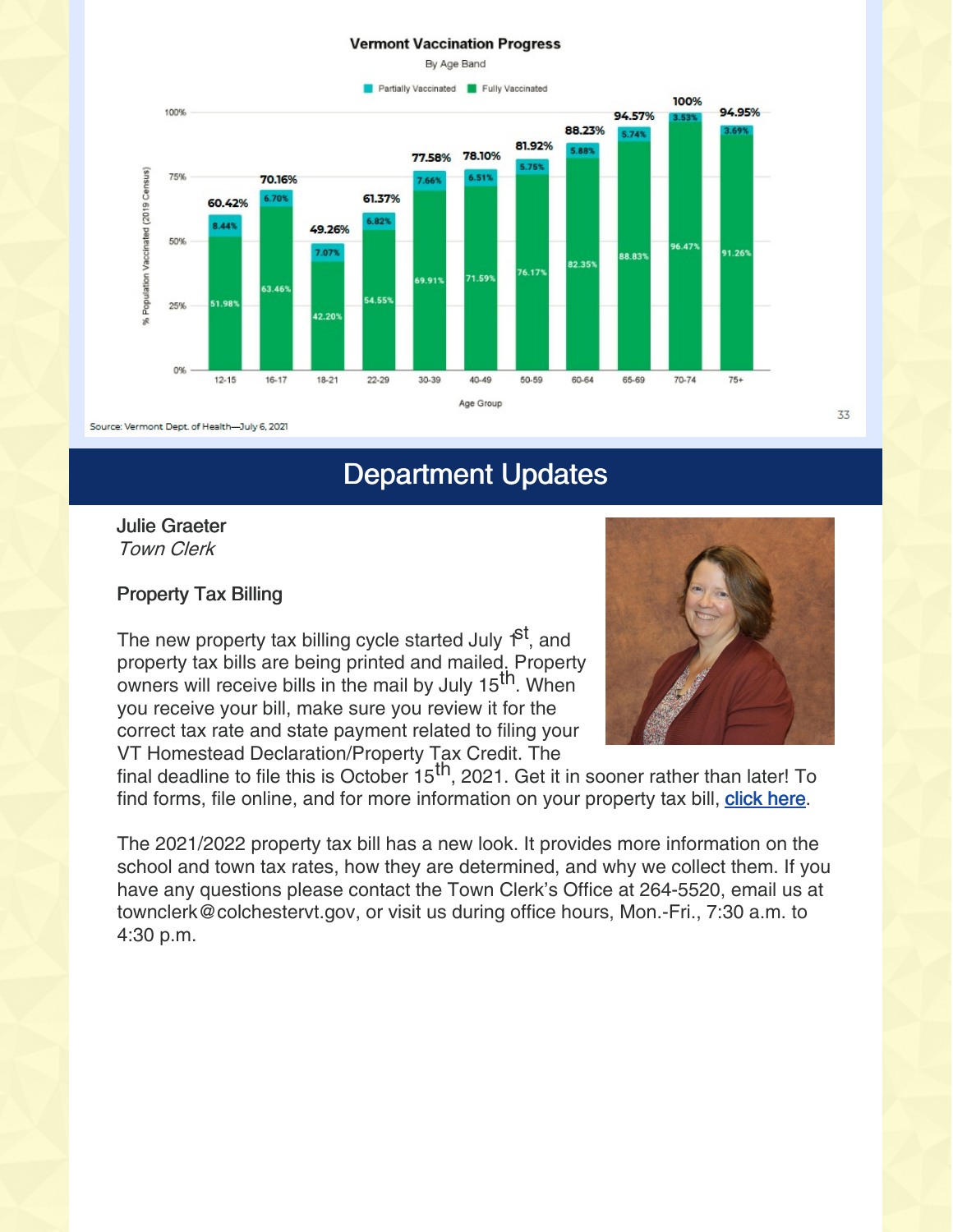**Vermont Vaccination Progress**

By Age Band

| Age Group | Partially Vaccinated | Fully Vaccinated | Total |
|---|---|---|---|
| 12-15 | 8.44% | 51.98% | 60.42% |
| 16-17 | 6.70% | 63.46% | 70.16% |
| 18-21 | 7.07% | 42.20% | 49.26% |
| 22-29 | 6.82% | 54.55% | 61.37% |
| 30-39 | 7.66% | 69.91% | 77.58% |
| 40-49 | 6.51% | 71.59% | 78.10% |
| 50-59 | 5.75% | 76.17% | 81.92% |
| 60-64 | 5.88% | 82.35% | 88.23% |
| 65-69 | 5.74% | 88.83% | 94.57% |
| 70-74 | 3.53% | 96.47% | 100% |
| 75+ | 3.69% | 91.26% | 94.95% |

Source: Vermont Dept. of Health—July 6, 2021

## Department Updates

**Julie Graeter**
*Town Clerk*

### Property Tax Billing

The new property tax billing cycle started July 1st, and property tax bills are being printed and mailed. Property owners will receive bills in the mail by July 15th. When you receive your bill, make sure you review it for the correct tax rate and state payment related to filing your VT Homestead Declaration/Property Tax Credit. The final deadline to file this is October 15th, 2021. Get it in sooner rather than later! To find forms, file online, and for more information on your property tax bill, click here.

The 2021/2022 property tax bill has a new look. It provides more information on the school and town tax rates, how they are determined, and why we collect them. If you have any questions please contact the Town Clerk's Office at 264-5520, email us at townclerk@colchestervt.gov, or visit us during office hours, Mon.-Fri., 7:30 a.m. to 4:30 p.m.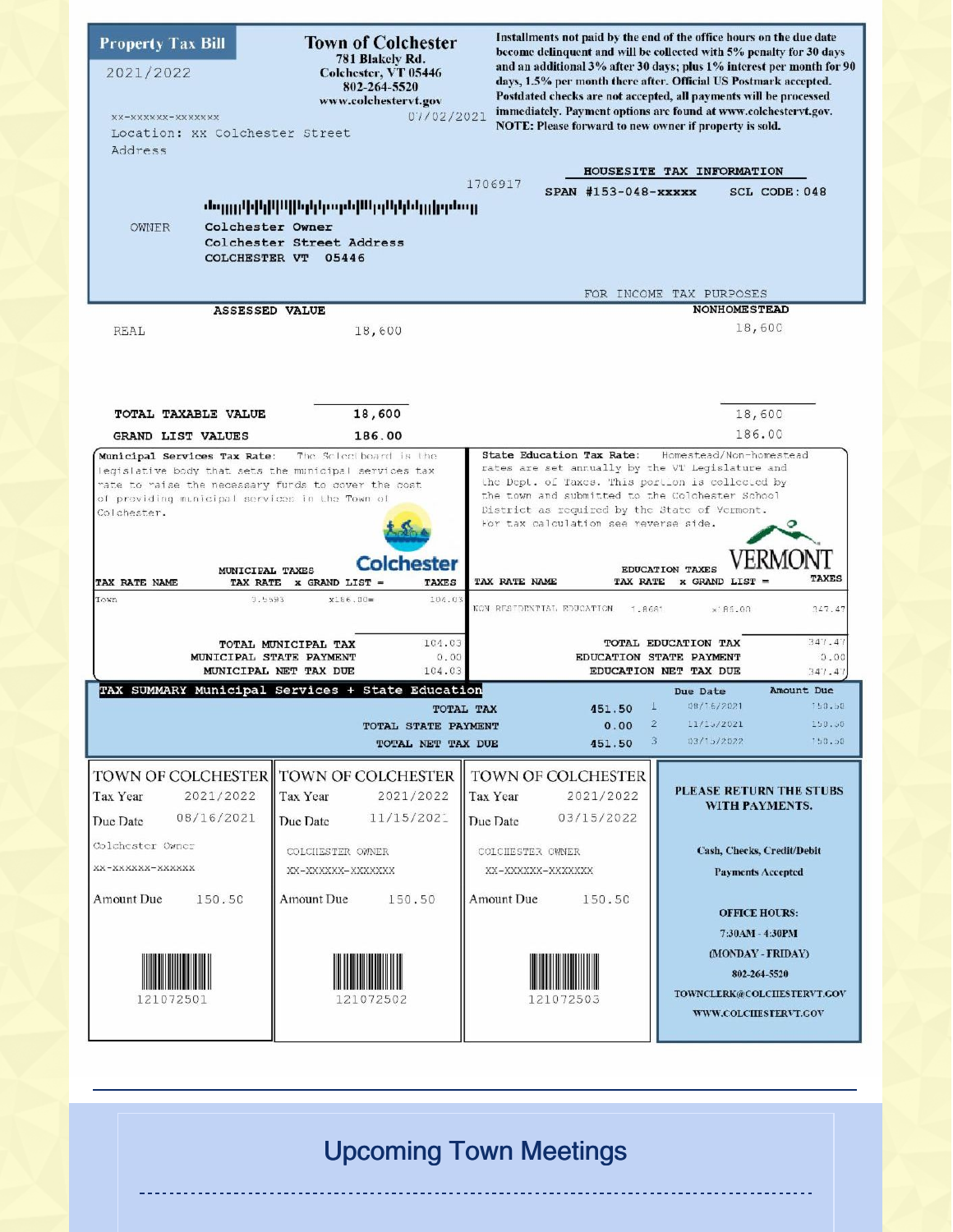**Property Tax Bill**

2021/2022

xx-xxxxxx-xxxxxxx

Location: xx Colchester Street Address

**Town of Colchester**
781 Blakely Rd.
Colchester, VT 05446
802-264-5520
www.colchestervt.gov

07/02/2021

Installments not paid by the end of the office hours on the due date become delinquent and will be collected with 5% penalty for 30 days and an additional 3% after 30 days; plus 1% interest per month for 90 days, 1.5% per month there after. Official US Postmark accepted. Postdated checks are not accepted, all payments will be processed immediately. Payment options are found at www.colchestervt.gov.
NOTE: Please forward to new owner if property is sold.

1706917

**HOUSESITE TAX INFORMATION**

SPAN #153-048-xxxxx SCL CODE: 048

OWNER
Colchester Owner
Colchester Street Address
COLCHESTER VT 05446

FOR INCOME TAX PURPOSES

| | ASSESSED VALUE | NONHOMESTEAD |
|---|---|---|
| REAL | 18,600 | 18,600 |
| TOTAL TAXABLE VALUE | 18,600 | 18,600 |
| GRAND LIST VALUES | 186.00 | 186.00 |

**Municipal Services Tax Rate:** The Selectboard is the legislative body that sets the municipal services tax rate to raise the necessary funds to cover the cost of providing municipal services in the Town of Colchester.

Colchester

| TAX RATE NAME | MUNICIPAL TAXES TAX RATE | x GRAND LIST = | TAXES |
|---|---|---|---|
| Town | 0.5593 | x186.00= | 104.03 |
| | TOTAL MUNICIPAL TAX | | 104.03 |
| | MUNICIPAL STATE PAYMENT | | 0.00 |
| | MUNICIPAL NET TAX DUE | | 104.03 |

**State Education Tax Rate:** Homestead/Non-homestead rates are set annually by the VT Legislature and the Dept. of Taxes. This portion is collected by the town and submitted to the Colchester School District as required by the State of Vermont. For tax calculation see reverse side.

VERMONT

| TAX RATE NAME | EDUCATION TAXES TAX RATE | x GRAND LIST = | TAXES |
|---|---|---|---|
| NON RESIDENTIAL EDUCATION | 1.8681 | x186.00 | 347.47 |
| | TOTAL EDUCATION TAX | | 347.47 |
| | EDUCATION STATE PAYMENT | | 0.00 |
| | EDUCATION NET TAX DUE | | 347.47 |

**TAX SUMMARY Municipal Services + State Education**

| | | | Due Date | Amount Due |
|---|---|---|---|---|
| TOTAL TAX | 451.50 | 1 | 08/16/2021 | 150.50 |
| TOTAL STATE PAYMENT | 0.00 | 2 | 11/15/2021 | 150.50 |
| TOTAL NET TAX DUE | 451.50 | 3 | 03/15/2022 | 150.50 |

| TOWN OF COLCHESTER | TOWN OF COLCHESTER | TOWN OF COLCHESTER |
|---|---|---|
| Tax Year 2021/2022 | Tax Year 2021/2022 | Tax Year 2021/2022 |
| Due Date 08/16/2021 | Due Date 11/15/2021 | Due Date 03/15/2022 |
| Colchester Owner | COLCHESTER OWNER | COLCHESTER OWNER |
| xx-xxxxxx-xxxxxx | xx-xxxxxx-xxxxxxx | xx-xxxxxx-xxxxxxx |
| Amount Due 150.50 | Amount Due 150.50 | Amount Due 150.50 |
| 121072501 | 121072502 | 121072503 |

**PLEASE RETURN THE STUBS WITH PAYMENTS.**

Cash, Checks, Credit/Debit Payments Accepted

OFFICE HOURS:
7:30AM - 4:30PM
(MONDAY - FRIDAY)
802-264-5520
TOWNCLERK@COLCHESTERVT.GOV
WWW.COLCHESTERVT.GOV

## Upcoming Town Meetings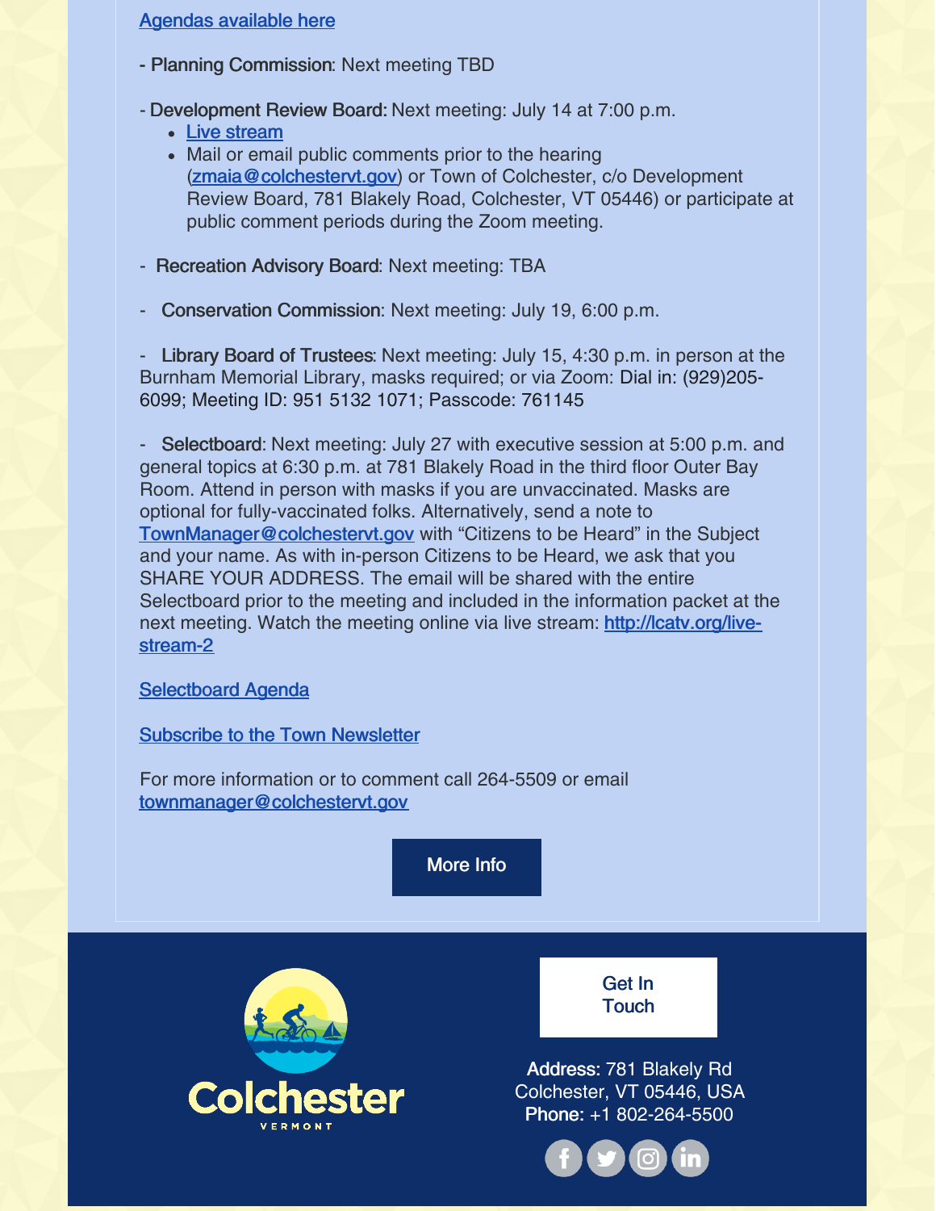Agendas available here

- **Planning Commission**: Next meeting TBD

- **Development Review Board:** Next meeting: July 14 at 7:00 p.m.
    - Live stream
    - Mail or email public comments prior to the hearing (zmaia@colchestervt.gov) or Town of Colchester, c/o Development Review Board, 781 Blakely Road, Colchester, VT 05446) or participate at public comment periods during the Zoom meeting.

- **Recreation Advisory Board**: Next meeting: TBA

- **Conservation Commission**: Next meeting: July 19, 6:00 p.m.

- **Library Board of Trustees**: Next meeting: July 15, 4:30 p.m. in person at the Burnham Memorial Library, masks required; or via Zoom: Dial in: (929)205-6099; Meeting ID: 951 5132 1071; Passcode: 761145

- **Selectboard**: Next meeting: July 27 with executive session at 5:00 p.m. and general topics at 6:30 p.m. at 781 Blakely Road in the third floor Outer Bay Room. Attend in person with masks if you are unvaccinated. Masks are optional for fully-vaccinated folks. Alternatively, send a note to TownManager@colchestervt.gov with "Citizens to be Heard" in the Subject and your name. As with in-person Citizens to be Heard, we ask that you SHARE YOUR ADDRESS. The email will be shared with the entire Selectboard prior to the meeting and included in the information packet at the next meeting. Watch the meeting online via live stream: http://lcatv.org/live-stream-2

Selectboard Agenda

Subscribe to the Town Newsletter

For more information or to comment call 264-5509 or email townmanager@colchestervt.gov

More Info

Colchester
VERMONT

Get In Touch

**Address:** 781 Blakely Rd
Colchester, VT 05446, USA
**Phone:** +1 802-264-5500